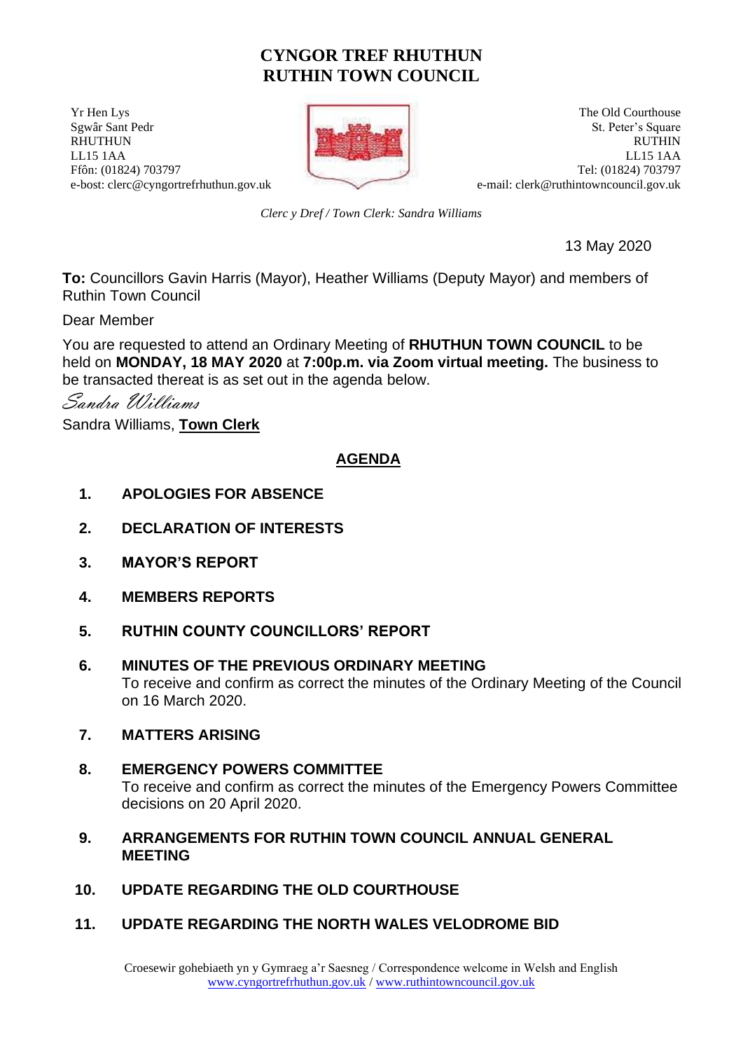# CYNGOR TREF RHUTHUN
# RUTHIN TOWN COUNCIL

Yr Hen Lys
Sgwâr Sant Pedr
RHUTHUN
LL15 1AA
Ffôn: (01824) 703797
e-bost: clerc@cyngortrefrhuthun.gov.uk

The Old Courthouse
St. Peter's Square
RUTHIN
LL15 1AA
Tel: (01824) 703797
e-mail: clerk@ruthintowncouncil.gov.uk

*Clerc y Dref / Town Clerk: Sandra Williams*

13 May 2020

**To:** Councillors Gavin Harris (Mayor), Heather Williams (Deputy Mayor) and members of Ruthin Town Council

Dear Member

You are requested to attend an Ordinary Meeting of **RHUTHUN TOWN COUNCIL** to be held on **MONDAY, 18 MAY 2020** at **7:00p.m. via Zoom virtual meeting.** The business to be transacted thereat is as set out in the agenda below.

*Sandra Williams*

Sandra Williams, **Town Clerk**

## AGENDA

1. **APOLOGIES FOR ABSENCE**

2. **DECLARATION OF INTERESTS**

3. **MAYOR'S REPORT**

4. **MEMBERS REPORTS**

5. **RUTHIN COUNTY COUNCILLORS' REPORT**

6. **MINUTES OF THE PREVIOUS ORDINARY MEETING**
   To receive and confirm as correct the minutes of the Ordinary Meeting of the Council on 16 March 2020.

7. **MATTERS ARISING**

8. **EMERGENCY POWERS COMMITTEE**
   To receive and confirm as correct the minutes of the Emergency Powers Committee decisions on 20 April 2020.

9. **ARRANGEMENTS FOR RUTHIN TOWN COUNCIL ANNUAL GENERAL MEETING**

10. **UPDATE REGARDING THE OLD COURTHOUSE**

11. **UPDATE REGARDING THE NORTH WALES VELODROME BID**

Croesewir gohebiaeth yn y Gymraeg a'r Saesneg / Correspondence welcome in Welsh and English
www.cyngortrefrhuthun.gov.uk / www.ruthintowncouncil.gov.uk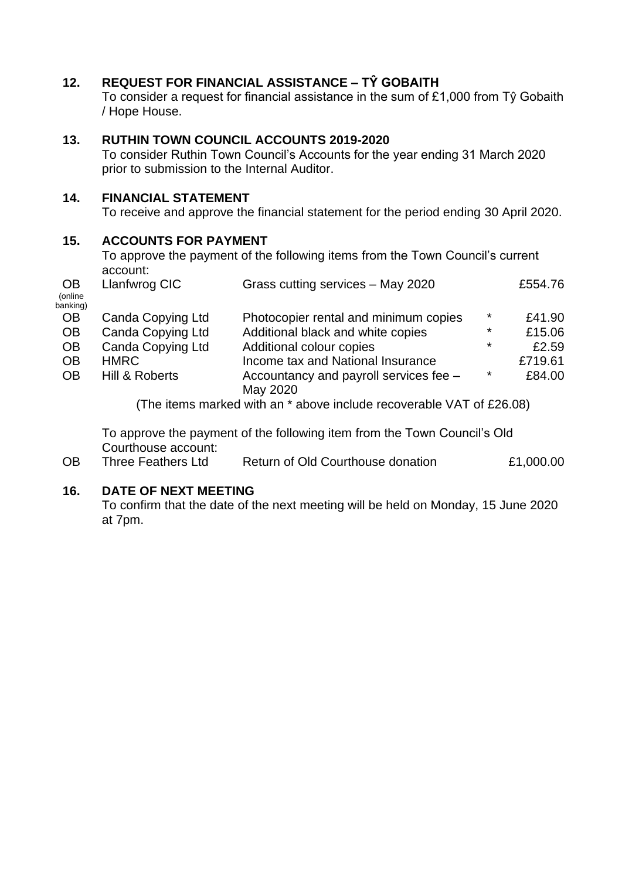## 12. REQUEST FOR FINANCIAL ASSISTANCE – TŶ GOBAITH

To consider a request for financial assistance in the sum of £1,000 from Tŷ Gobaith / Hope House.

## 13. RUTHIN TOWN COUNCIL ACCOUNTS 2019-2020

To consider Ruthin Town Council's Accounts for the year ending 31 March 2020 prior to submission to the Internal Auditor.

## 14. FINANCIAL STATEMENT

To receive and approve the financial statement for the period ending 30 April 2020.

## 15. ACCOUNTS FOR PAYMENT

To approve the payment of the following items from the Town Council's current account:

| | | | | |
|---|---|---|---|---|
| OB (online banking) | Llanfwrog CIC | Grass cutting services – May 2020 | | £554.76 |
| OB | Canda Copying Ltd | Photocopier rental and minimum copies | * | £41.90 |
| OB | Canda Copying Ltd | Additional black and white copies | * | £15.06 |
| OB | Canda Copying Ltd | Additional colour copies | * | £2.59 |
| OB | HMRC | Income tax and National Insurance | | £719.61 |
| OB | Hill & Roberts | Accountancy and payroll services fee – May 2020 | * | £84.00 |

(The items marked with an * above include recoverable VAT of £26.08)

To approve the payment of the following item from the Town Council's Old Courthouse account:

| | | | |
|---|---|---|---|
| OB | Three Feathers Ltd | Return of Old Courthouse donation | £1,000.00 |

## 16. DATE OF NEXT MEETING

To confirm that the date of the next meeting will be held on Monday, 15 June 2020 at 7pm.